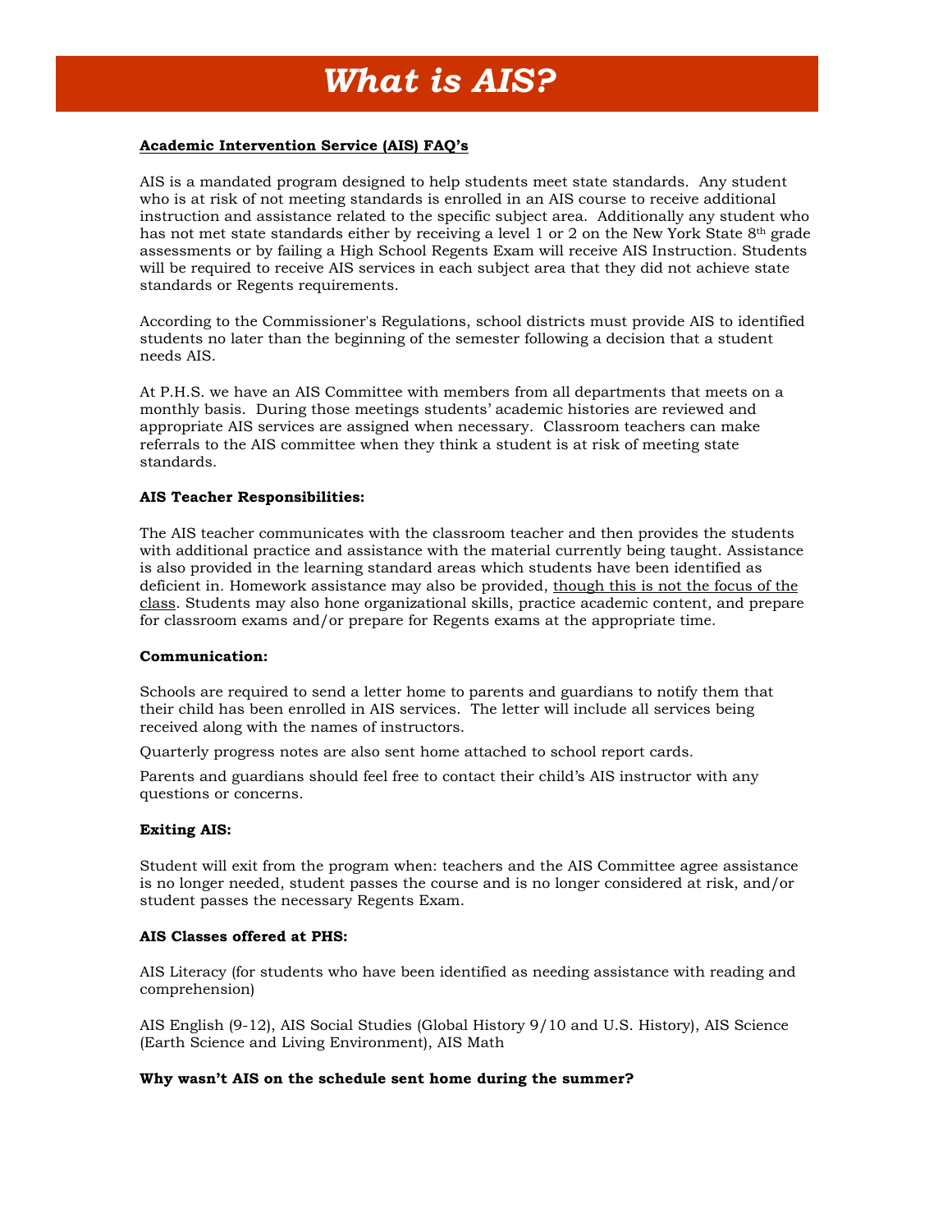# *What is AIS?*

**Academic Intervention Service (AIS) FAQ's**

AIS is a mandated program designed to help students meet state standards. Any student who is at risk of not meeting standards is enrolled in an AIS course to receive additional instruction and assistance related to the specific subject area. Additionally any student who has not met state standards either by receiving a level 1 or 2 on the New York State 8th grade assessments or by failing a High School Regents Exam will receive AIS Instruction. Students will be required to receive AIS services in each subject area that they did not achieve state standards or Regents requirements.

According to the Commissioner's Regulations, school districts must provide AIS to identified students no later than the beginning of the semester following a decision that a student needs AIS.

At P.H.S. we have an AIS Committee with members from all departments that meets on a monthly basis. During those meetings students' academic histories are reviewed and appropriate AIS services are assigned when necessary. Classroom teachers can make referrals to the AIS committee when they think a student is at risk of meeting state standards.

**AIS Teacher Responsibilities:**

The AIS teacher communicates with the classroom teacher and then provides the students with additional practice and assistance with the material currently being taught. Assistance is also provided in the learning standard areas which students have been identified as deficient in. Homework assistance may also be provided, <u>though this is not the focus of the class</u>. Students may also hone organizational skills, practice academic content, and prepare for classroom exams and/or prepare for Regents exams at the appropriate time.

**Communication:**

Schools are required to send a letter home to parents and guardians to notify them that their child has been enrolled in AIS services. The letter will include all services being received along with the names of instructors.

Quarterly progress notes are also sent home attached to school report cards.

Parents and guardians should feel free to contact their child's AIS instructor with any questions or concerns.

**Exiting AIS:**

Student will exit from the program when: teachers and the AIS Committee agree assistance is no longer needed, student passes the course and is no longer considered at risk, and/or student passes the necessary Regents Exam.

**AIS Classes offered at PHS:**

AIS Literacy (for students who have been identified as needing assistance with reading and comprehension)

AIS English (9-12), AIS Social Studies (Global History 9/10 and U.S. History), AIS Science (Earth Science and Living Environment), AIS Math

**Why wasn't AIS on the schedule sent home during the summer?**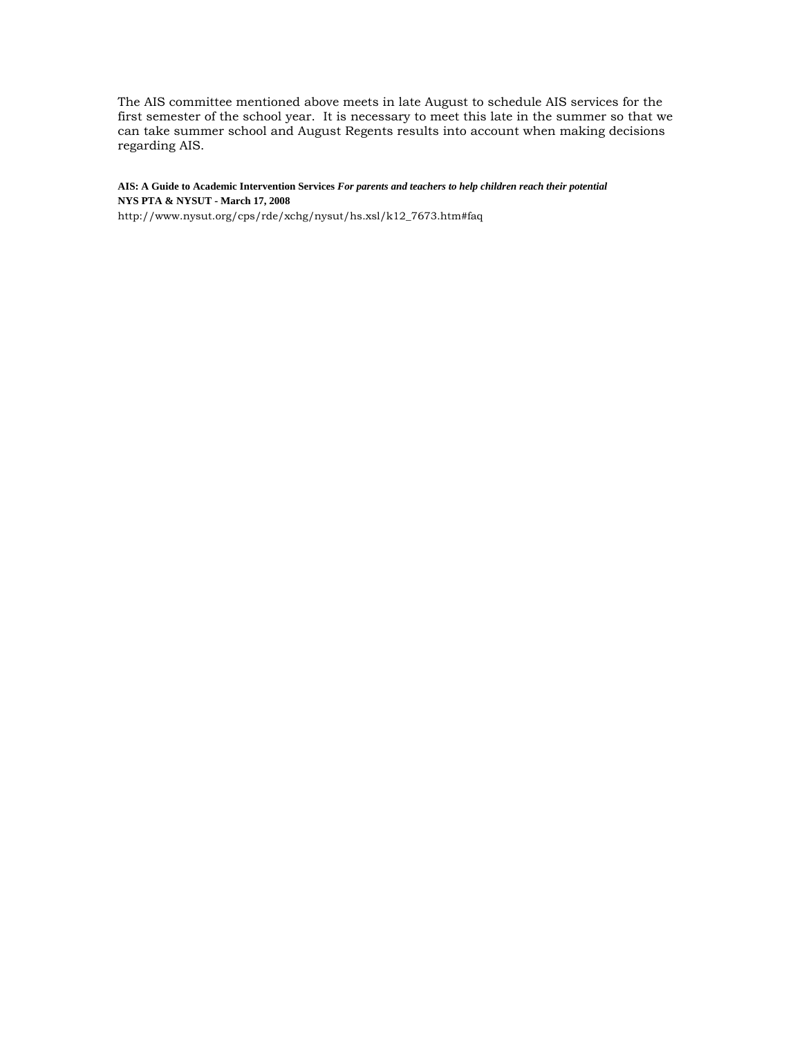The AIS committee mentioned above meets in late August to schedule AIS services for the first semester of the school year. It is necessary to meet this late in the summer so that we can take summer school and August Regents results into account when making decisions regarding AIS.

**AIS: A Guide to Academic Intervention Services** ***For parents and teachers to help children reach their potential***
**NYS PTA & NYSUT - March 17, 2008**
http://www.nysut.org/cps/rde/xchg/nysut/hs.xsl/k12_7673.htm#faq